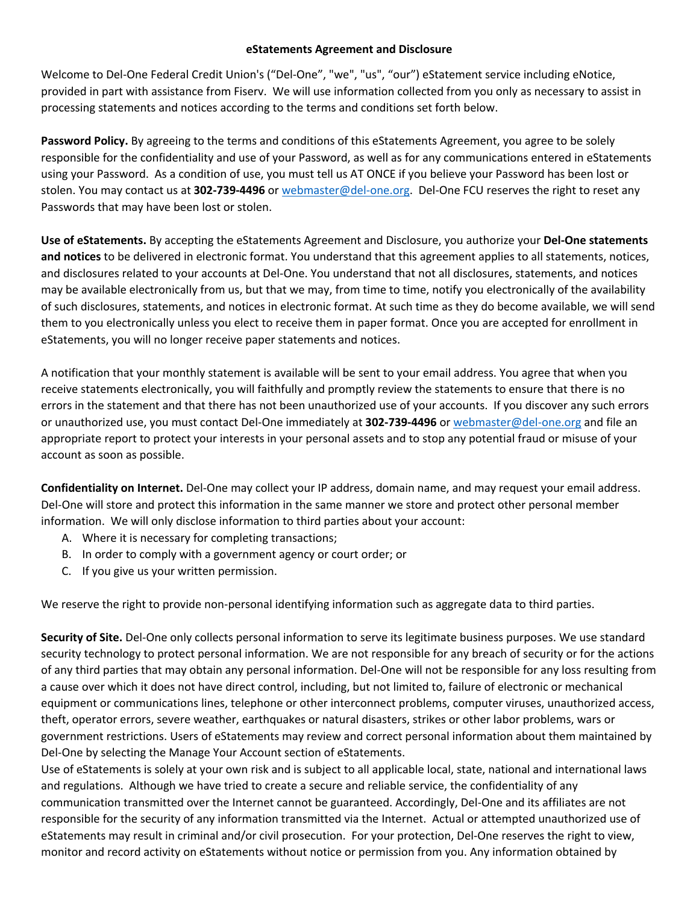**eStatements Agreement and Disclosure**

Welcome to Del-One Federal Credit Union's ("Del-One", "we", "us", "our") eStatement service including eNotice, provided in part with assistance from Fiserv. We will use information collected from you only as necessary to assist in processing statements and notices according to the terms and conditions set forth below.

**Password Policy.** By agreeing to the terms and conditions of this eStatements Agreement, you agree to be solely responsible for the confidentiality and use of your Password, as well as for any communications entered in eStatements using your Password. As a condition of use, you must tell us AT ONCE if you believe your Password has been lost or stolen. You may contact us at **302-739-4496** or webmaster@del-one.org. Del-One FCU reserves the right to reset any Passwords that may have been lost or stolen.

**Use of eStatements.** By accepting the eStatements Agreement and Disclosure, you authorize your **Del-One statements and notices** to be delivered in electronic format. You understand that this agreement applies to all statements, notices, and disclosures related to your accounts at Del-One. You understand that not all disclosures, statements, and notices may be available electronically from us, but that we may, from time to time, notify you electronically of the availability of such disclosures, statements, and notices in electronic format. At such time as they do become available, we will send them to you electronically unless you elect to receive them in paper format. Once you are accepted for enrollment in eStatements, you will no longer receive paper statements and notices.

A notification that your monthly statement is available will be sent to your email address. You agree that when you receive statements electronically, you will faithfully and promptly review the statements to ensure that there is no errors in the statement and that there has not been unauthorized use of your accounts. If you discover any such errors or unauthorized use, you must contact Del-One immediately at **302-739-4496** or webmaster@del-one.org and file an appropriate report to protect your interests in your personal assets and to stop any potential fraud or misuse of your account as soon as possible.

**Confidentiality on Internet.** Del-One may collect your IP address, domain name, and may request your email address. Del-One will store and protect this information in the same manner we store and protect other personal member information. We will only disclose information to third parties about your account:

A. Where it is necessary for completing transactions;
B. In order to comply with a government agency or court order; or
C. If you give us your written permission.

We reserve the right to provide non-personal identifying information such as aggregate data to third parties.

**Security of Site.** Del-One only collects personal information to serve its legitimate business purposes. We use standard security technology to protect personal information. We are not responsible for any breach of security or for the actions of any third parties that may obtain any personal information. Del-One will not be responsible for any loss resulting from a cause over which it does not have direct control, including, but not limited to, failure of electronic or mechanical equipment or communications lines, telephone or other interconnect problems, computer viruses, unauthorized access, theft, operator errors, severe weather, earthquakes or natural disasters, strikes or other labor problems, wars or government restrictions. Users of eStatements may review and correct personal information about them maintained by Del-One by selecting the Manage Your Account section of eStatements.

Use of eStatements is solely at your own risk and is subject to all applicable local, state, national and international laws and regulations. Although we have tried to create a secure and reliable service, the confidentiality of any communication transmitted over the Internet cannot be guaranteed. Accordingly, Del-One and its affiliates are not responsible for the security of any information transmitted via the Internet. Actual or attempted unauthorized use of eStatements may result in criminal and/or civil prosecution. For your protection, Del-One reserves the right to view, monitor and record activity on eStatements without notice or permission from you. Any information obtained by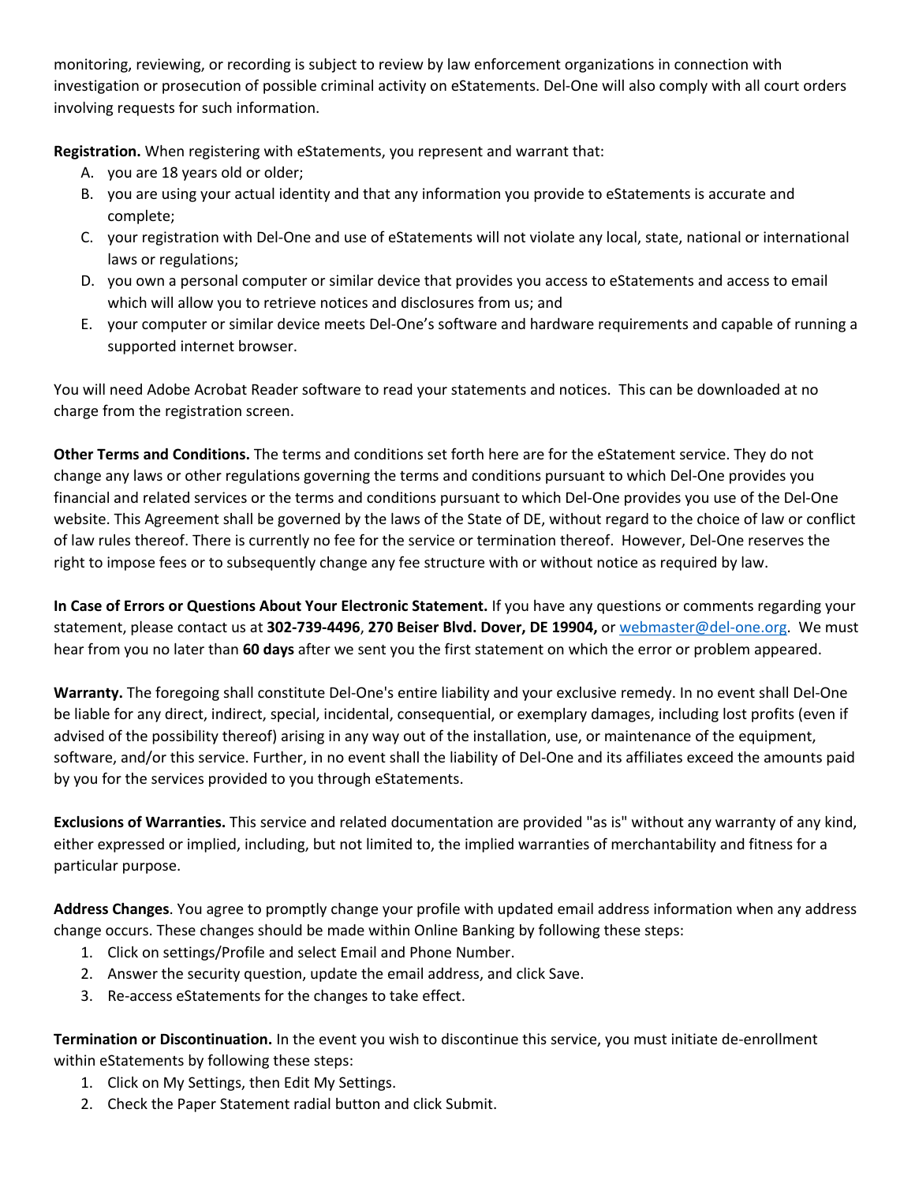monitoring, reviewing, or recording is subject to review by law enforcement organizations in connection with investigation or prosecution of possible criminal activity on eStatements. Del-One will also comply with all court orders involving requests for such information.

**Registration.** When registering with eStatements, you represent and warrant that:

A. you are 18 years old or older;
B. you are using your actual identity and that any information you provide to eStatements is accurate and complete;
C. your registration with Del-One and use of eStatements will not violate any local, state, national or international laws or regulations;
D. you own a personal computer or similar device that provides you access to eStatements and access to email which will allow you to retrieve notices and disclosures from us; and
E. your computer or similar device meets Del-One's software and hardware requirements and capable of running a supported internet browser.

You will need Adobe Acrobat Reader software to read your statements and notices. This can be downloaded at no charge from the registration screen.

**Other Terms and Conditions.** The terms and conditions set forth here are for the eStatement service. They do not change any laws or other regulations governing the terms and conditions pursuant to which Del-One provides you financial and related services or the terms and conditions pursuant to which Del-One provides you use of the Del-One website. This Agreement shall be governed by the laws of the State of DE, without regard to the choice of law or conflict of law rules thereof. There is currently no fee for the service or termination thereof. However, Del-One reserves the right to impose fees or to subsequently change any fee structure with or without notice as required by law.

**In Case of Errors or Questions About Your Electronic Statement.** If you have any questions or comments regarding your statement, please contact us at **302-739-4496**, **270 Beiser Blvd. Dover, DE 19904,** or webmaster@del-one.org. We must hear from you no later than **60 days** after we sent you the first statement on which the error or problem appeared.

**Warranty.** The foregoing shall constitute Del-One's entire liability and your exclusive remedy. In no event shall Del-One be liable for any direct, indirect, special, incidental, consequential, or exemplary damages, including lost profits (even if advised of the possibility thereof) arising in any way out of the installation, use, or maintenance of the equipment, software, and/or this service. Further, in no event shall the liability of Del-One and its affiliates exceed the amounts paid by you for the services provided to you through eStatements.

**Exclusions of Warranties.** This service and related documentation are provided "as is" without any warranty of any kind, either expressed or implied, including, but not limited to, the implied warranties of merchantability and fitness for a particular purpose.

**Address Changes**. You agree to promptly change your profile with updated email address information when any address change occurs. These changes should be made within Online Banking by following these steps:

1. Click on settings/Profile and select Email and Phone Number.
2. Answer the security question, update the email address, and click Save.
3. Re-access eStatements for the changes to take effect.

**Termination or Discontinuation.** In the event you wish to discontinue this service, you must initiate de-enrollment within eStatements by following these steps:

1. Click on My Settings, then Edit My Settings.
2. Check the Paper Statement radial button and click Submit.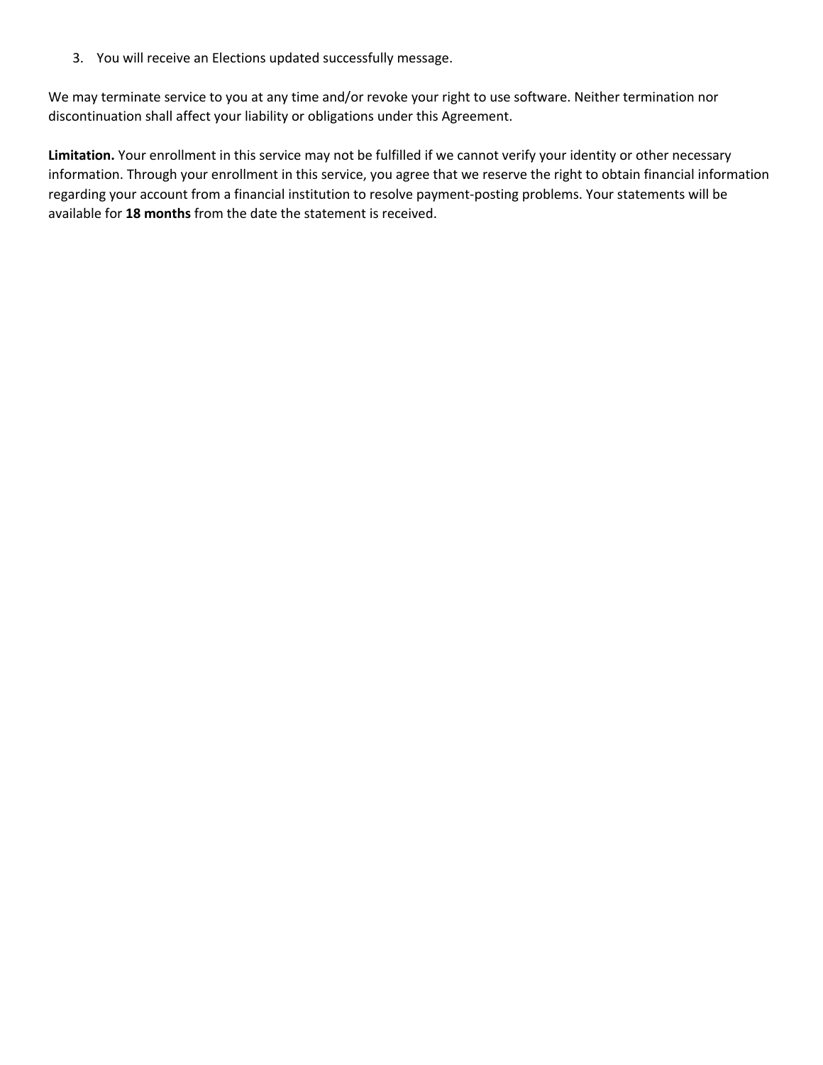3. You will receive an Elections updated successfully message.

We may terminate service to you at any time and/or revoke your right to use software. Neither termination nor discontinuation shall affect your liability or obligations under this Agreement.

**Limitation.** Your enrollment in this service may not be fulfilled if we cannot verify your identity or other necessary information. Through your enrollment in this service, you agree that we reserve the right to obtain financial information regarding your account from a financial institution to resolve payment-posting problems. Your statements will be available for **18 months** from the date the statement is received.